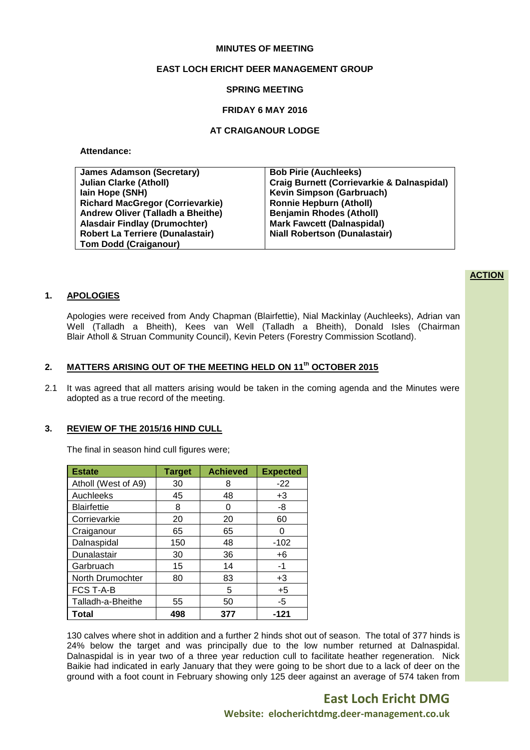**MINUTES OF MEETING**

**EAST LOCH ERICHT DEER MANAGEMENT GROUP**

**SPRING MEETING**

**FRIDAY 6 MAY 2016**

**AT CRAIGANOUR LODGE**

**Attendance:**

| | |
|---|---|
| **James Adamson (Secretary)** | **Bob Pirie (Auchleeks)** |
| **Julian Clarke (Atholl)** | **Craig Burnett (Corrievarkie & Dalnaspidal)** |
| **Iain Hope (SNH)** | **Kevin Simpson (Garbruach)** |
| **Richard MacGregor (Corrievarkie)** | **Ronnie Hepburn (Atholl)** |
| **Andrew Oliver (Talladh a Bheithe)** | **Benjamin Rhodes (Atholl)** |
| **Alasdair Findlay (Drumochter)** | **Mark Fawcett (Dalnaspidal)** |
| **Robert La Terriere (Dunalastair)** | **Niall Robertson (Dunalastair)** |
| **Tom Dodd (Craiganour)** | |

**ACTION**

## 1. APOLOGIES

Apologies were received from Andy Chapman (Blairfettie), Nial Mackinlay (Auchleeks), Adrian van Well (Talladh a Bheith), Kees van Well (Talladh a Bheith), Donald Isles (Chairman Blair Atholl & Struan Community Council), Kevin Peters (Forestry Commission Scotland).

## 2. MATTERS ARISING OUT OF THE MEETING HELD ON 11th OCTOBER 2015

2.1 It was agreed that all matters arising would be taken in the coming agenda and the Minutes were adopted as a true record of the meeting.

## 3. REVIEW OF THE 2015/16 HIND CULL

The final in season hind cull figures were;

| Estate | Target | Achieved | Expected |
|---|---|---|---|
| Atholl (West of A9) | 30 | 8 | -22 |
| Auchleeks | 45 | 48 | +3 |
| Blairfettie | 8 | 0 | -8 |
| Corrievarkie | 20 | 20 | 60 |
| Craiganour | 65 | 65 | 0 |
| Dalnaspidal | 150 | 48 | -102 |
| Dunalastair | 30 | 36 | +6 |
| Garbruach | 15 | 14 | -1 |
| North Drumochter | 80 | 83 | +3 |
| FCS T-A-B | | 5 | +5 |
| Talladh-a-Bheithe | 55 | 50 | -5 |
| **Total** | **498** | **377** | **-121** |

130 calves where shot in addition and a further 2 hinds shot out of season. The total of 377 hinds is 24% below the target and was principally due to the low number returned at Dalnaspidal. Dalnaspidal is in year two of a three year reduction cull to facilitate heather regeneration. Nick Baikie had indicated in early January that they were going to be short due to a lack of deer on the ground with a foot count in February showing only 125 deer against an average of 574 taken from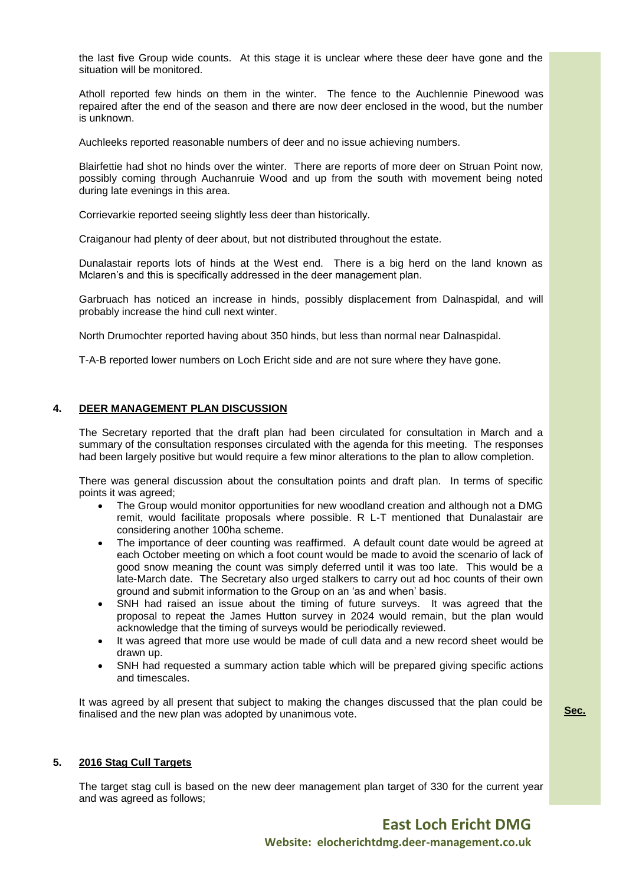the last five Group wide counts. At this stage it is unclear where these deer have gone and the situation will be monitored.

Atholl reported few hinds on them in the winter. The fence to the Auchlennie Pinewood was repaired after the end of the season and there are now deer enclosed in the wood, but the number is unknown.

Auchleeks reported reasonable numbers of deer and no issue achieving numbers.

Blairfettie had shot no hinds over the winter. There are reports of more deer on Struan Point now, possibly coming through Auchanruie Wood and up from the south with movement being noted during late evenings in this area.

Corrievarkie reported seeing slightly less deer than historically.

Craiganour had plenty of deer about, but not distributed throughout the estate.

Dunalastair reports lots of hinds at the West end. There is a big herd on the land known as Mclaren's and this is specifically addressed in the deer management plan.

Garbruach has noticed an increase in hinds, possibly displacement from Dalnaspidal, and will probably increase the hind cull next winter.

North Drumochter reported having about 350 hinds, but less than normal near Dalnaspidal.

T-A-B reported lower numbers on Loch Ericht side and are not sure where they have gone.

## 4. DEER MANAGEMENT PLAN DISCUSSION

The Secretary reported that the draft plan had been circulated for consultation in March and a summary of the consultation responses circulated with the agenda for this meeting. The responses had been largely positive but would require a few minor alterations to the plan to allow completion.

There was general discussion about the consultation points and draft plan. In terms of specific points it was agreed;

- The Group would monitor opportunities for new woodland creation and although not a DMG remit, would facilitate proposals where possible. R L-T mentioned that Dunalastair are considering another 100ha scheme.
- The importance of deer counting was reaffirmed. A default count date would be agreed at each October meeting on which a foot count would be made to avoid the scenario of lack of good snow meaning the count was simply deferred until it was too late. This would be a late-March date. The Secretary also urged stalkers to carry out ad hoc counts of their own ground and submit information to the Group on an 'as and when' basis.
- SNH had raised an issue about the timing of future surveys. It was agreed that the proposal to repeat the James Hutton survey in 2024 would remain, but the plan would acknowledge that the timing of surveys would be periodically reviewed.
- It was agreed that more use would be made of cull data and a new record sheet would be drawn up.
- SNH had requested a summary action table which will be prepared giving specific actions and timescales.

It was agreed by all present that subject to making the changes discussed that the plan could be finalised and the new plan was adopted by unanimous vote. **Sec.**

## 5. 2016 Stag Cull Targets

The target stag cull is based on the new deer management plan target of 330 for the current year and was agreed as follows;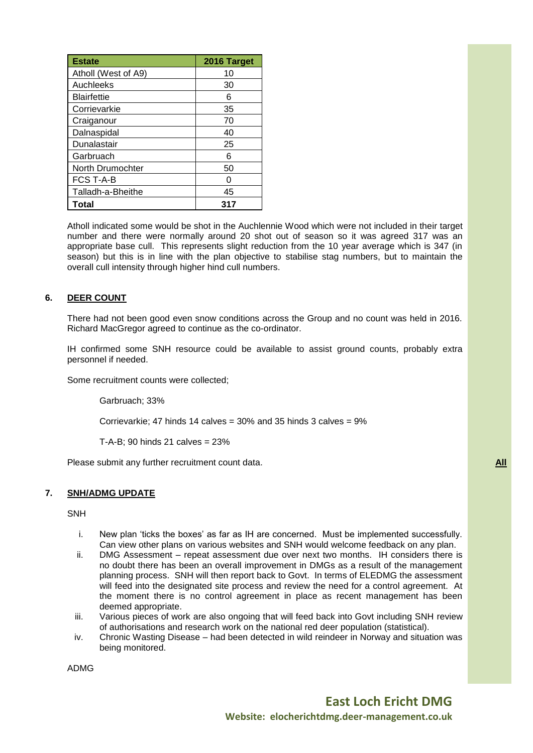| Estate | 2016 Target |
|---|---|
| Atholl (West of A9) | 10 |
| Auchleeks | 30 |
| Blairfettie | 6 |
| Corrievarkie | 35 |
| Craiganour | 70 |
| Dalnaspidal | 40 |
| Dunalastair | 25 |
| Garbruach | 6 |
| North Drumochter | 50 |
| FCS T-A-B | 0 |
| Talladh-a-Bheithe | 45 |
| **Total** | **317** |

Atholl indicated some would be shot in the Auchlennie Wood which were not included in their target number and there were normally around 20 shot out of season so it was agreed 317 was an appropriate base cull. This represents slight reduction from the 10 year average which is 347 (in season) but this is in line with the plan objective to stabilise stag numbers, but to maintain the overall cull intensity through higher hind cull numbers.

## 6. DEER COUNT

There had not been good even snow conditions across the Group and no count was held in 2016. Richard MacGregor agreed to continue as the co-ordinator.

IH confirmed some SNH resource could be available to assist ground counts, probably extra personnel if needed.

Some recruitment counts were collected;

Garbruach; 33%

Corrievarkie; 47 hinds 14 calves = 30% and 35 hinds 3 calves = 9%

T-A-B; 90 hinds 21 calves = 23%

Please submit any further recruitment count data. **All**

## 7. SNH/ADMG UPDATE

SNH

i. New plan 'ticks the boxes' as far as IH are concerned. Must be implemented successfully. Can view other plans on various websites and SNH would welcome feedback on any plan.
ii. DMG Assessment – repeat assessment due over next two months. IH considers there is no doubt there has been an overall improvement in DMGs as a result of the management planning process. SNH will then report back to Govt. In terms of ELEDMG the assessment will feed into the designated site process and review the need for a control agreement. At the moment there is no control agreement in place as recent management has been deemed appropriate.
iii. Various pieces of work are also ongoing that will feed back into Govt including SNH review of authorisations and research work on the national red deer population (statistical).
iv. Chronic Wasting Disease – had been detected in wild reindeer in Norway and situation was being monitored.

ADMG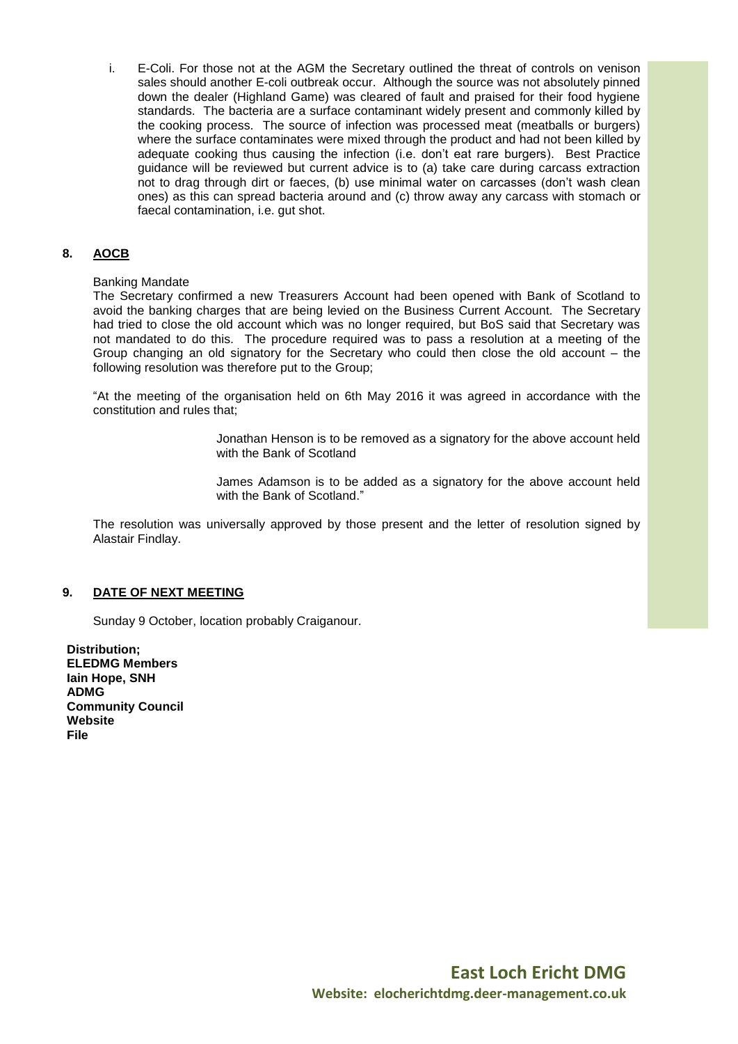i. E-Coli. For those not at the AGM the Secretary outlined the threat of controls on venison sales should another E-coli outbreak occur. Although the source was not absolutely pinned down the dealer (Highland Game) was cleared of fault and praised for their food hygiene standards. The bacteria are a surface contaminant widely present and commonly killed by the cooking process. The source of infection was processed meat (meatballs or burgers) where the surface contaminates were mixed through the product and had not been killed by adequate cooking thus causing the infection (i.e. don't eat rare burgers). Best Practice guidance will be reviewed but current advice is to (a) take care during carcass extraction not to drag through dirt or faeces, (b) use minimal water on carcasses (don't wash clean ones) as this can spread bacteria around and (c) throw away any carcass with stomach or faecal contamination, i.e. gut shot.

## 8. AOCB

Banking Mandate

The Secretary confirmed a new Treasurers Account had been opened with Bank of Scotland to avoid the banking charges that are being levied on the Business Current Account. The Secretary had tried to close the old account which was no longer required, but BoS said that Secretary was not mandated to do this. The procedure required was to pass a resolution at a meeting of the Group changing an old signatory for the Secretary who could then close the old account – the following resolution was therefore put to the Group;

"At the meeting of the organisation held on 6th May 2016 it was agreed in accordance with the constitution and rules that;

> Jonathan Henson is to be removed as a signatory for the above account held with the Bank of Scotland
>
> James Adamson is to be added as a signatory for the above account held with the Bank of Scotland."

The resolution was universally approved by those present and the letter of resolution signed by Alastair Findlay.

## 9. DATE OF NEXT MEETING

Sunday 9 October, location probably Craiganour.

**Distribution;**
**ELEDMG Members**
**Iain Hope, SNH**
**ADMG**
**Community Council**
**Website**
**File**